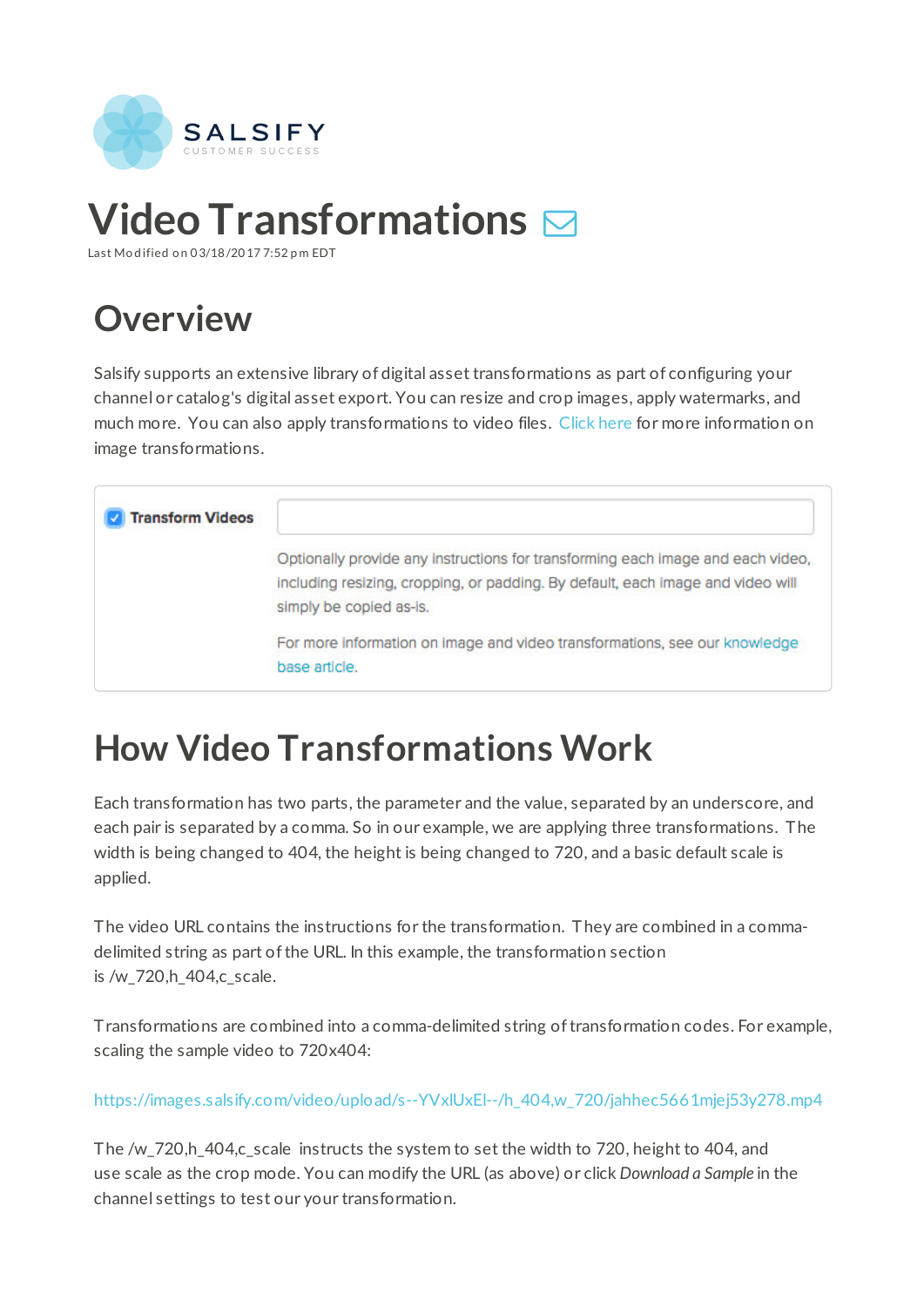# Video Transformations

Last Modified on 03/18/2017 7:52 pm EDT

## Overview

Salsify supports an extensive library of digital asset transformations as part of configuring your channel or catalog's digital asset export. You can resize and crop images, apply watermarks, and much more. You can also apply transformations to video files. Click here for more information on image transformations.

**Transform Videos**

Optionally provide any instructions for transforming each image and each video, including resizing, cropping, or padding. By default, each image and video will simply be copied as-is.

For more information on image and video transformations, see our knowledge base article.

## How Video Transformations Work

Each transformation has two parts, the parameter and the value, separated by an underscore, and each pair is separated by a comma. So in our example, we are applying three transformations. The width is being changed to 404, the height is being changed to 720, and a basic default scale is applied.

The video URL contains the instructions for the transformation. They are combined in a comma-delimited string as part of the URL. In this example, the transformation section is /w_720,h_404,c_scale.

Transformations are combined into a comma-delimited string of transformation codes. For example, scaling the sample video to 720x404:

https://images.salsify.com/video/upload/s--YVxlUxEl--/h_404,w_720/jahhec5661mjej53y278.mp4

The /w_720,h_404,c_scale instructs the system to set the width to 720, height to 404, and use scale as the crop mode. You can modify the URL (as above) or click *Download a Sample* in the channel settings to test our your transformation.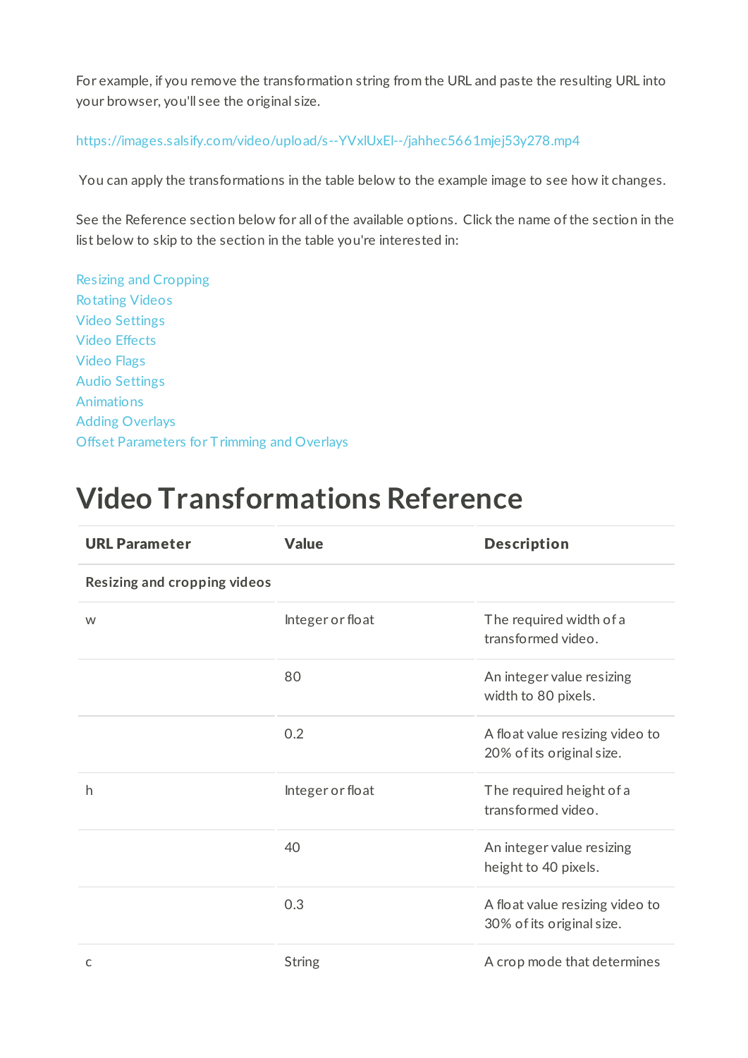For example, if you remove the transformation string from the URL and paste the resulting URL into your browser, you'll see the original size.

https://images.salsify.com/video/upload/s--YVxlUxEl--/jahhec5661mjej53y278.mp4

You can apply the transformations in the table below to the example image to see how it changes.

See the Reference section below for all of the available options. Click the name of the section in the list below to skip to the section in the table you're interested in:

Resizing and Cropping
Rotating Videos
Video Settings
Video Effects
Video Flags
Audio Settings
Animations
Adding Overlays
Offset Parameters for Trimming and Overlays

# Video Transformations Reference

| URL Parameter | Value | Description |
|---|---|---|
| **Resizing and cropping videos** | | |
| w | Integer or float | The required width of a transformed video. |
| | 80 | An integer value resizing width to 80 pixels. |
| | 0.2 | A float value resizing video to 20% of its original size. |
| h | Integer or float | The required height of a transformed video. |
| | 40 | An integer value resizing height to 40 pixels. |
| | 0.3 | A float value resizing video to 30% of its original size. |
| c | String | A crop mode that determines |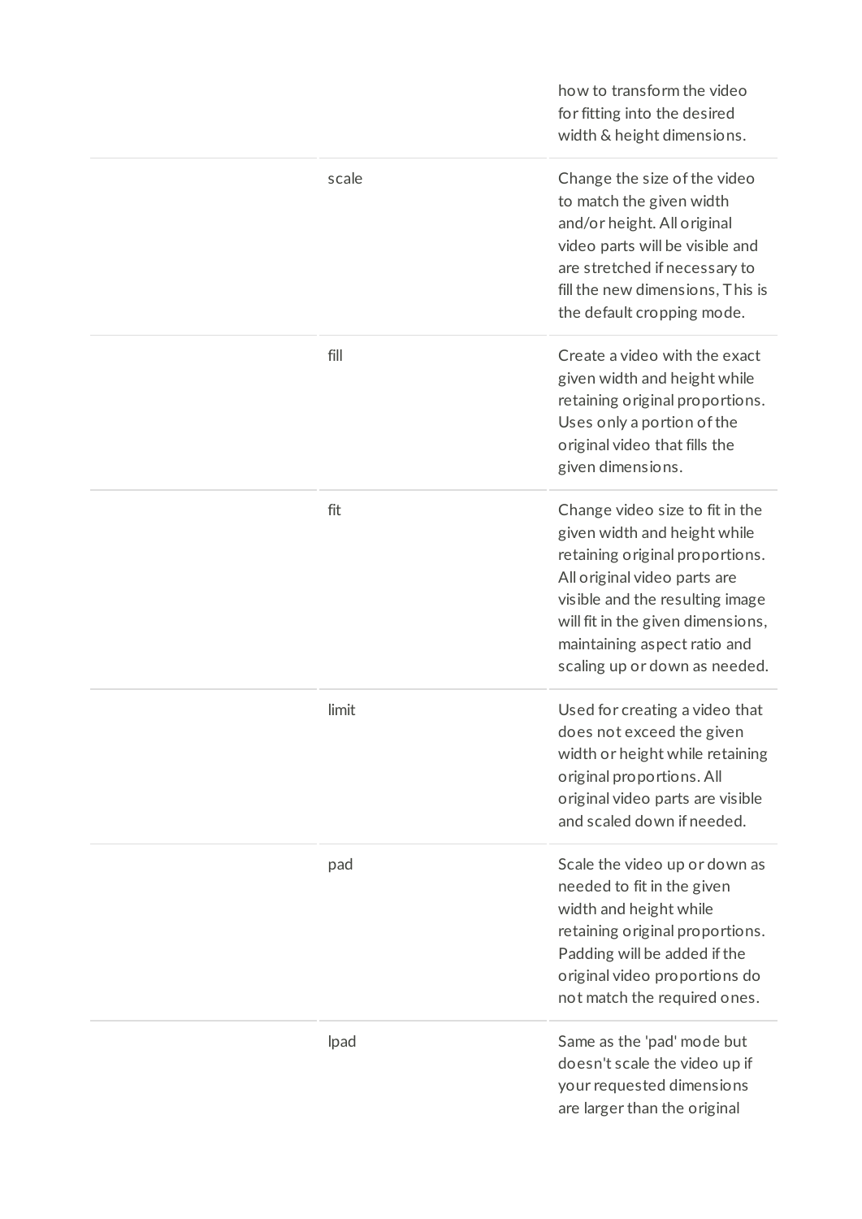| | | |
|---|---|---|
| | | how to transform the video for fitting into the desired width & height dimensions. |
| | scale | Change the size of the video to match the given width and/or height. All original video parts will be visible and are stretched if necessary to fill the new dimensions, This is the default cropping mode. |
| | fill | Create a video with the exact given width and height while retaining original proportions. Uses only a portion of the original video that fills the given dimensions. |
| | fit | Change video size to fit in the given width and height while retaining original proportions. All original video parts are visible and the resulting image will fit in the given dimensions, maintaining aspect ratio and scaling up or down as needed. |
| | limit | Used for creating a video that does not exceed the given width or height while retaining original proportions. All original video parts are visible and scaled down if needed. |
| | pad | Scale the video up or down as needed to fit in the given width and height while retaining original proportions. Padding will be added if the original video proportions do not match the required ones. |
| | lpad | Same as the 'pad' mode but doesn't scale the video up if your requested dimensions are larger than the original |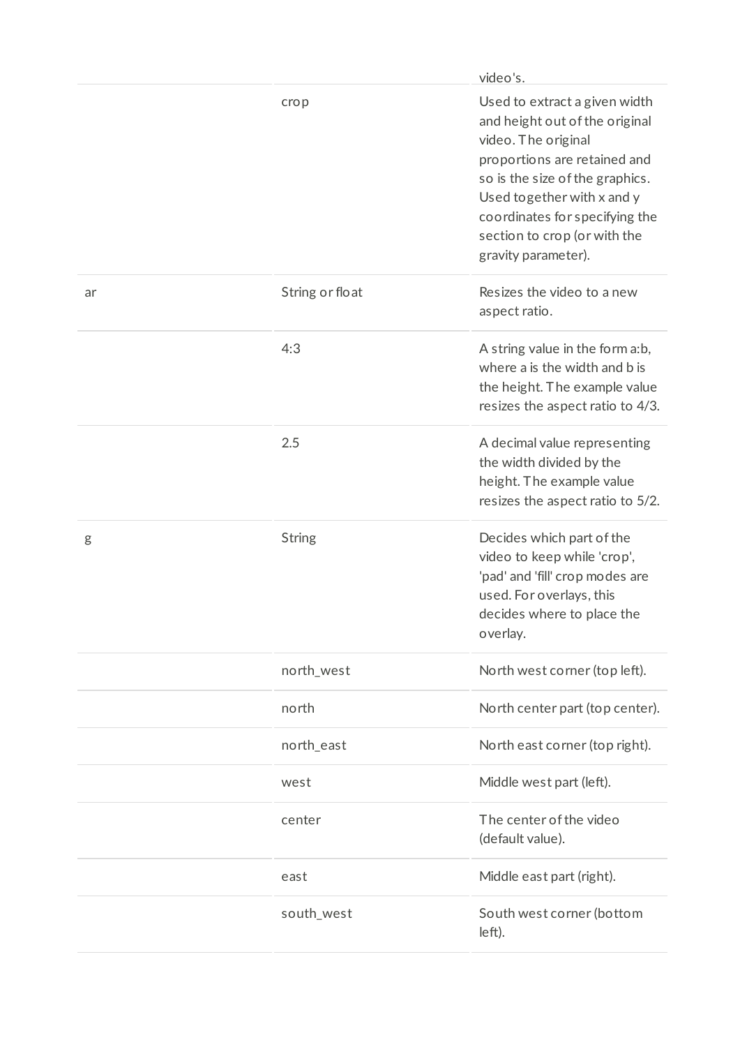| | | video's. |
|---|---|---|
| | crop | Used to extract a given width and height out of the original video. The original proportions are retained and so is the size of the graphics. Used together with x and y coordinates for specifying the section to crop (or with the gravity parameter). |
| ar | String or float | Resizes the video to a new aspect ratio. |
| | 4:3 | A string value in the form a:b, where a is the width and b is the height. The example value resizes the aspect ratio to 4/3. |
| | 2.5 | A decimal value representing the width divided by the height. The example value resizes the aspect ratio to 5/2. |
| g | String | Decides which part of the video to keep while 'crop', 'pad' and 'fill' crop modes are used. For overlays, this decides where to place the overlay. |
| | north_west | North west corner (top left). |
| | north | North center part (top center). |
| | north_east | North east corner (top right). |
| | west | Middle west part (left). |
| | center | The center of the video (default value). |
| | east | Middle east part (right). |
| | south_west | South west corner (bottom left). |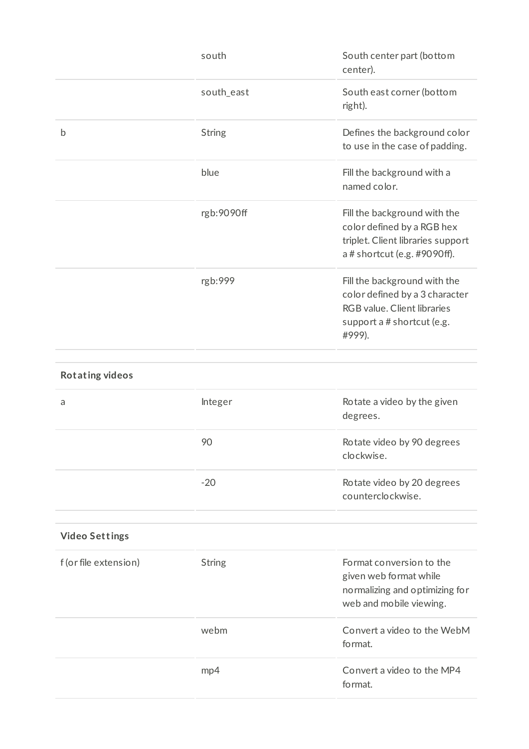|  |  |  |
| --- | --- | --- |
|  | south | South center part (bottom center). |
|  | south_east | South east corner (bottom right). |
| b | String | Defines the background color to use in the case of padding. |
|  | blue | Fill the background with a named color. |
|  | rgb:9090ff | Fill the background with the color defined by a RGB hex triplet. Client libraries support a # shortcut (e.g. #9090ff). |
|  | rgb:999 | Fill the background with the color defined by a 3 character RGB value. Client libraries support a # shortcut (e.g. #999). |
|  |  |  |
| **Rotating videos** |  |  |
| a | Integer | Rotate a video by the given degrees. |
|  | 90 | Rotate video by 90 degrees clockwise. |
|  | -20 | Rotate video by 20 degrees counterclockwise. |
|  |  |  |
| **Video Settings** |  |  |
| f (or file extension) | String | Format conversion to the given web format while normalizing and optimizing for web and mobile viewing. |
|  | webm | Convert a video to the WebM format. |
|  | mp4 | Convert a video to the MP4 format. |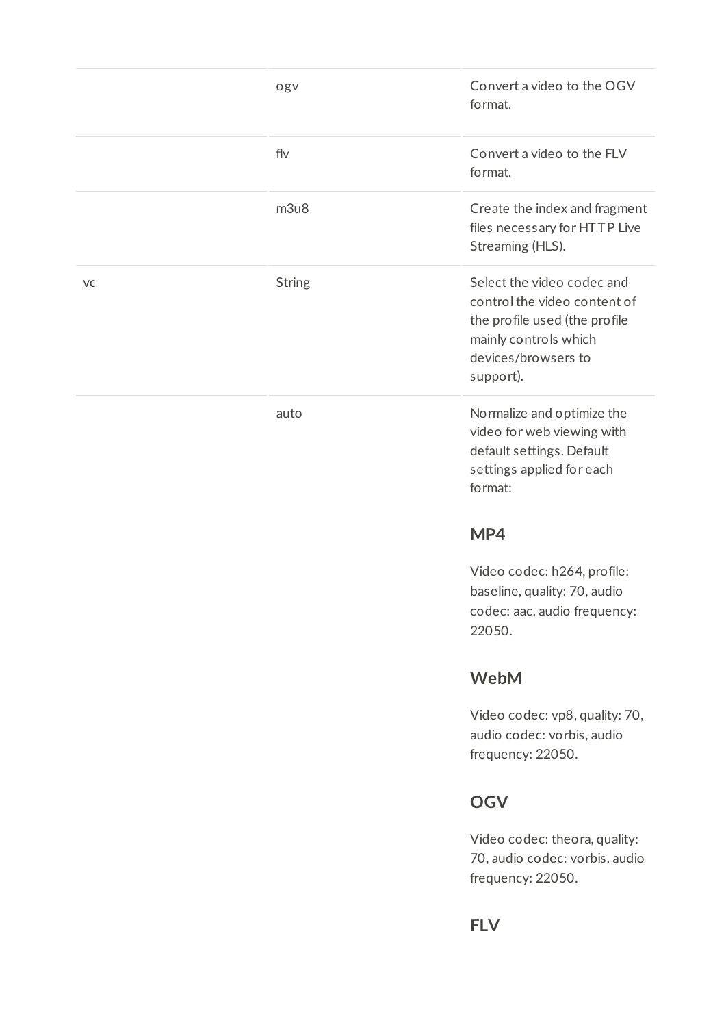| | | |
|---|---|---|
| | ogv | Convert a video to the OGV format. |
| | flv | Convert a video to the FLV format. |
| | m3u8 | Create the index and fragment files necessary for HTTP Live Streaming (HLS). |
| vc | String | Select the video codec and control the video content of the profile used (the profile mainly controls which devices/browsers to support). |
| | auto | Normalize and optimize the video for web viewing with default settings. Default settings applied for each format: <br><br> **MP4** <br><br> Video codec: h264, profile: baseline, quality: 70, audio codec: aac, audio frequency: 22050. <br><br> **WebM** <br><br> Video codec: vp8, quality: 70, audio codec: vorbis, audio frequency: 22050. <br><br> **OGV** <br><br> Video codec: theora, quality: 70, audio codec: vorbis, audio frequency: 22050. <br><br> **FLV** |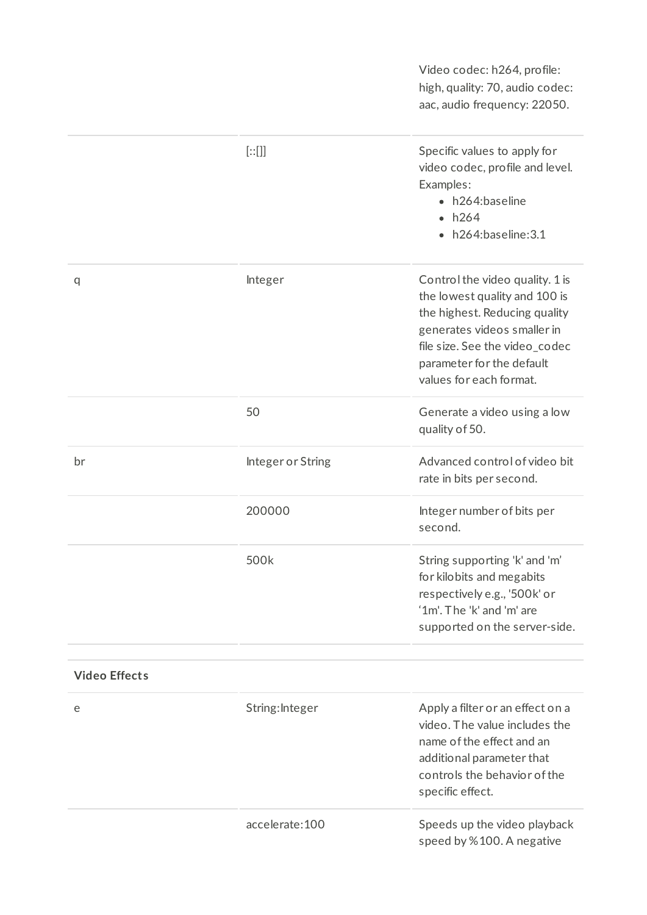| | | |
|---|---|---|
| | | Video codec: h264, profile: high, quality: 70, audio codec: aac, audio frequency: 22050. |
| | [::[]] | Specific values to apply for video codec, profile and level. Examples:<br>• h264:baseline<br>• h264<br>• h264:baseline:3.1 |
| q | Integer | Control the video quality. 1 is the lowest quality and 100 is the highest. Reducing quality generates videos smaller in file size. See the video_codec parameter for the default values for each format. |
| | 50 | Generate a video using a low quality of 50. |
| br | Integer or String | Advanced control of video bit rate in bits per second. |
| | 200000 | Integer number of bits per second. |
| | 500k | String supporting 'k' and 'm' for kilobits and megabits respectively e.g., '500k' or '1m'. The 'k' and 'm' are supported on the server-side. |
| | | |
| **Video Effects** | | |
| e | String:Integer | Apply a filter or an effect on a video. The value includes the name of the effect and an additional parameter that controls the behavior of the specific effect. |
| | accelerate:100 | Speeds up the video playback speed by %100. A negative |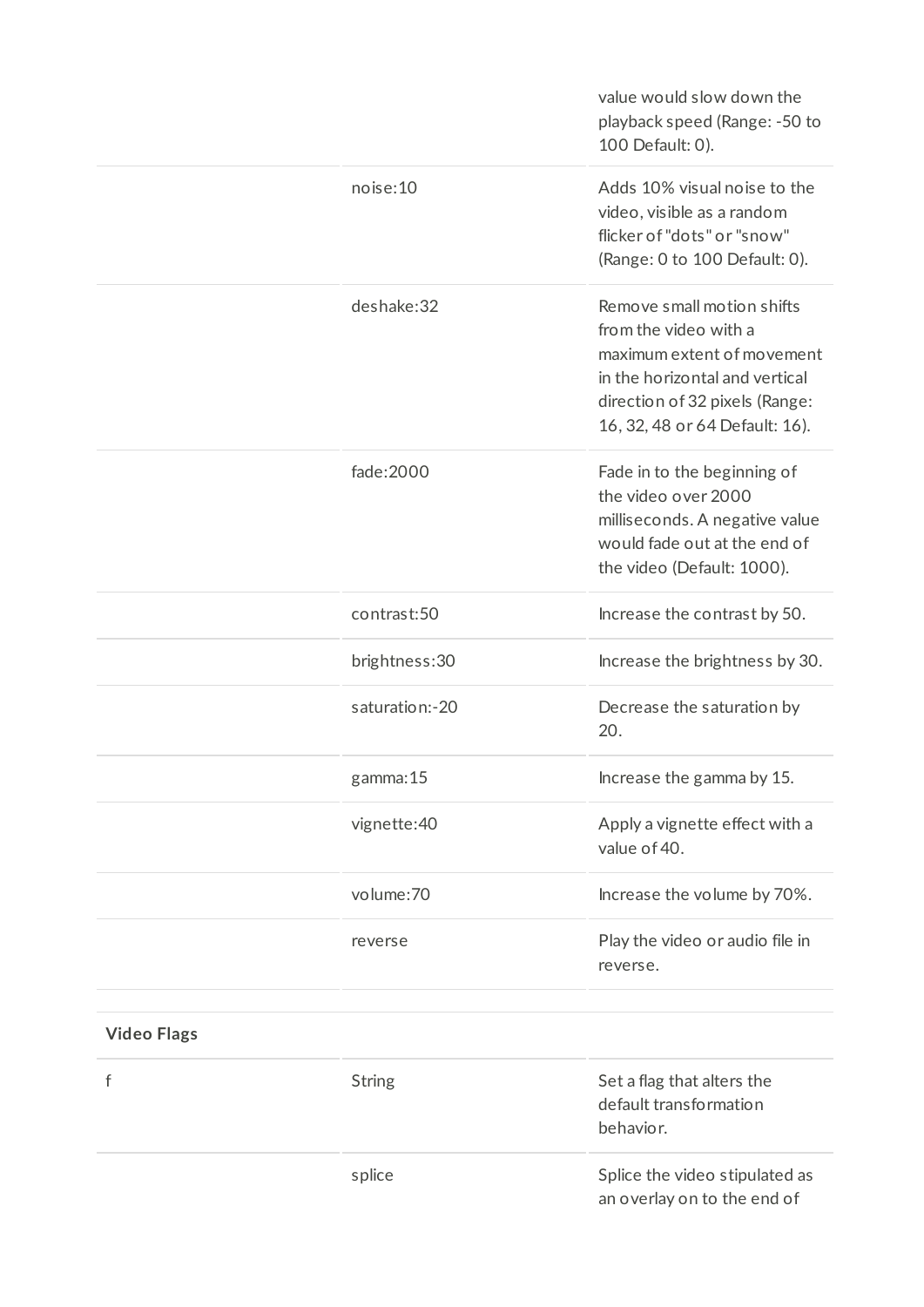| | | |
|---|---|---|
| | | value would slow down the playback speed (Range: -50 to 100 Default: 0). |
| | noise:10 | Adds 10% visual noise to the video, visible as a random flicker of "dots" or "snow" (Range: 0 to 100 Default: 0). |
| | deshake:32 | Remove small motion shifts from the video with a maximum extent of movement in the horizontal and vertical direction of 32 pixels (Range: 16, 32, 48 or 64 Default: 16). |
| | fade:2000 | Fade in to the beginning of the video over 2000 milliseconds. A negative value would fade out at the end of the video (Default: 1000). |
| | contrast:50 | Increase the contrast by 50. |
| | brightness:30 | Increase the brightness by 30. |
| | saturation:-20 | Decrease the saturation by 20. |
| | gamma:15 | Increase the gamma by 15. |
| | vignette:40 | Apply a vignette effect with a value of 40. |
| | volume:70 | Increase the volume by 70%. |
| | reverse | Play the video or audio file in reverse. |
| | | |
| **Video Flags** | | |
| f | String | Set a flag that alters the default transformation behavior. |
| | splice | Splice the video stipulated as an overlay on to the end of |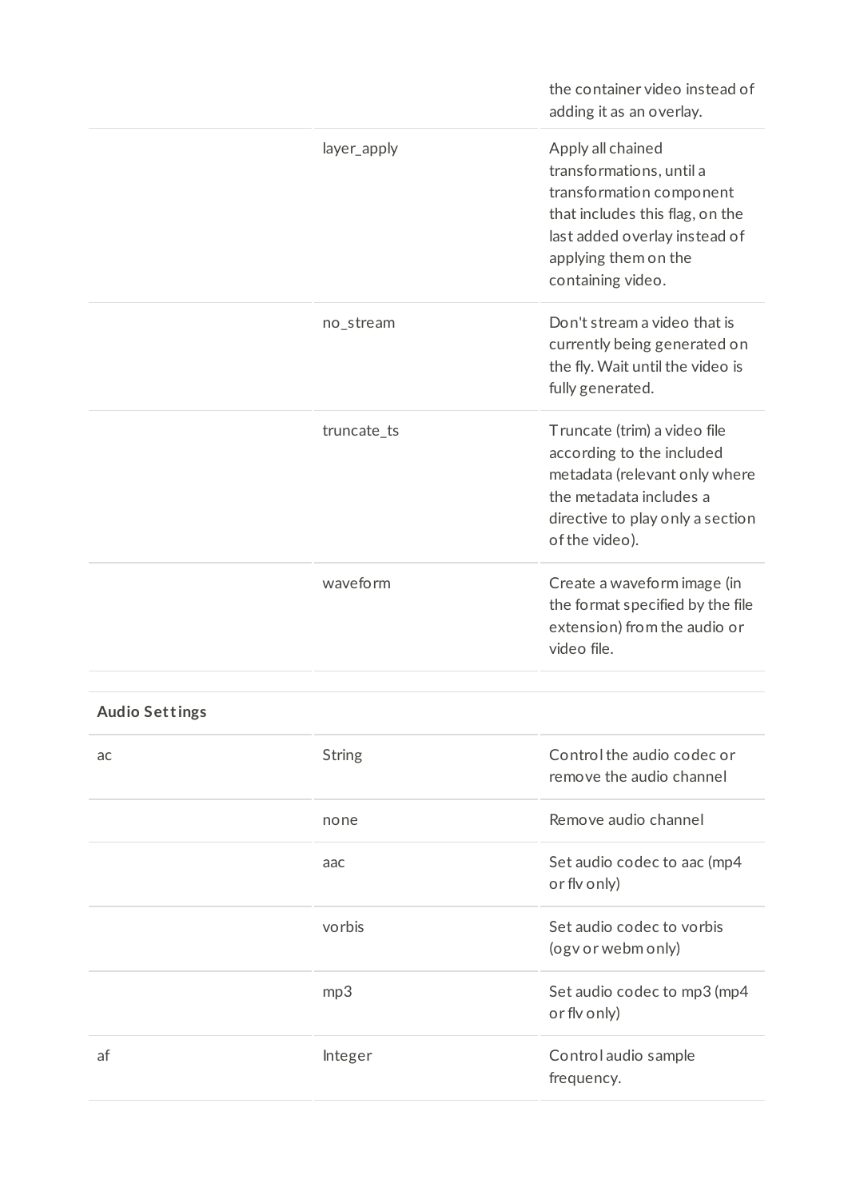| | | |
|---|---|---|
| | | the container video instead of adding it as an overlay. |
| | layer_apply | Apply all chained transformations, until a transformation component that includes this flag, on the last added overlay instead of applying them on the containing video. |
| | no_stream | Don't stream a video that is currently being generated on the fly. Wait until the video is fully generated. |
| | truncate_ts | Truncate (trim) a video file according to the included metadata (relevant only where the metadata includes a directive to play only a section of the video). |
| | waveform | Create a waveform image (in the format specified by the file extension) from the audio or video file. |
| | | |
| **Audio Settings** | | |
| ac | String | Control the audio codec or remove the audio channel |
| | none | Remove audio channel |
| | aac | Set audio codec to aac (mp4 or flv only) |
| | vorbis | Set audio codec to vorbis (ogv or webm only) |
| | mp3 | Set audio codec to mp3 (mp4 or flv only) |
| af | Integer | Control audio sample frequency. |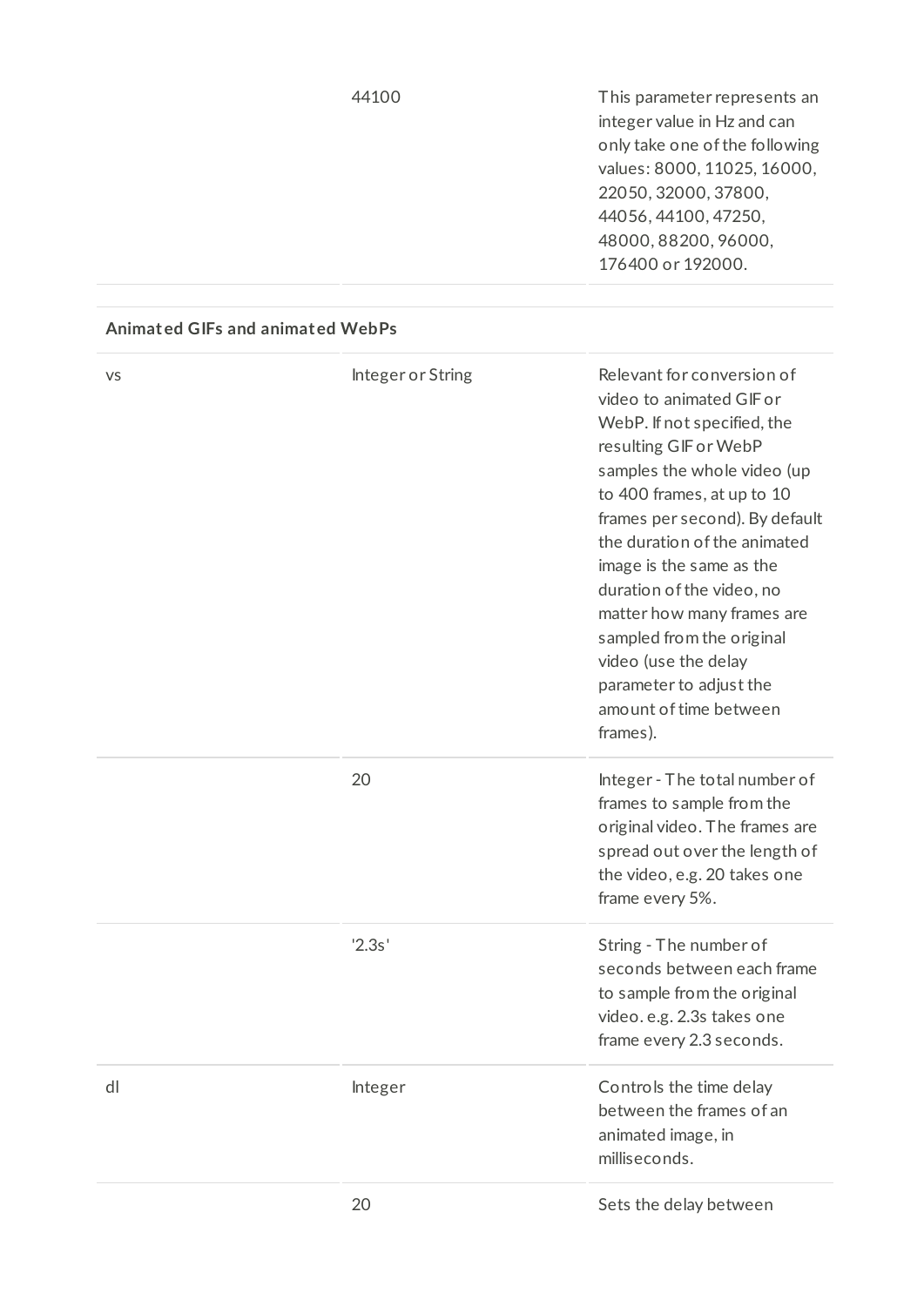| | | |
|---|---|---|
| | 44100 | This parameter represents an integer value in Hz and can only take one of the following values: 8000, 11025, 16000, 22050, 32000, 37800, 44056, 44100, 47250, 48000, 88200, 96000, 176400 or 192000. |
| **Animated GIFs and animated WebPs** | | |
| vs | Integer or String | Relevant for conversion of video to animated GIF or WebP. If not specified, the resulting GIF or WebP samples the whole video (up to 400 frames, at up to 10 frames per second). By default the duration of the animated image is the same as the duration of the video, no matter how many frames are sampled from the original video (use the delay parameter to adjust the amount of time between frames). |
| | 20 | Integer - The total number of frames to sample from the original video. The frames are spread out over the length of the video, e.g. 20 takes one frame every 5%. |
| | '2.3s' | String - The number of seconds between each frame to sample from the original video. e.g. 2.3s takes one frame every 2.3 seconds. |
| dl | Integer | Controls the time delay between the frames of an animated image, in milliseconds. |
| | 20 | Sets the delay between |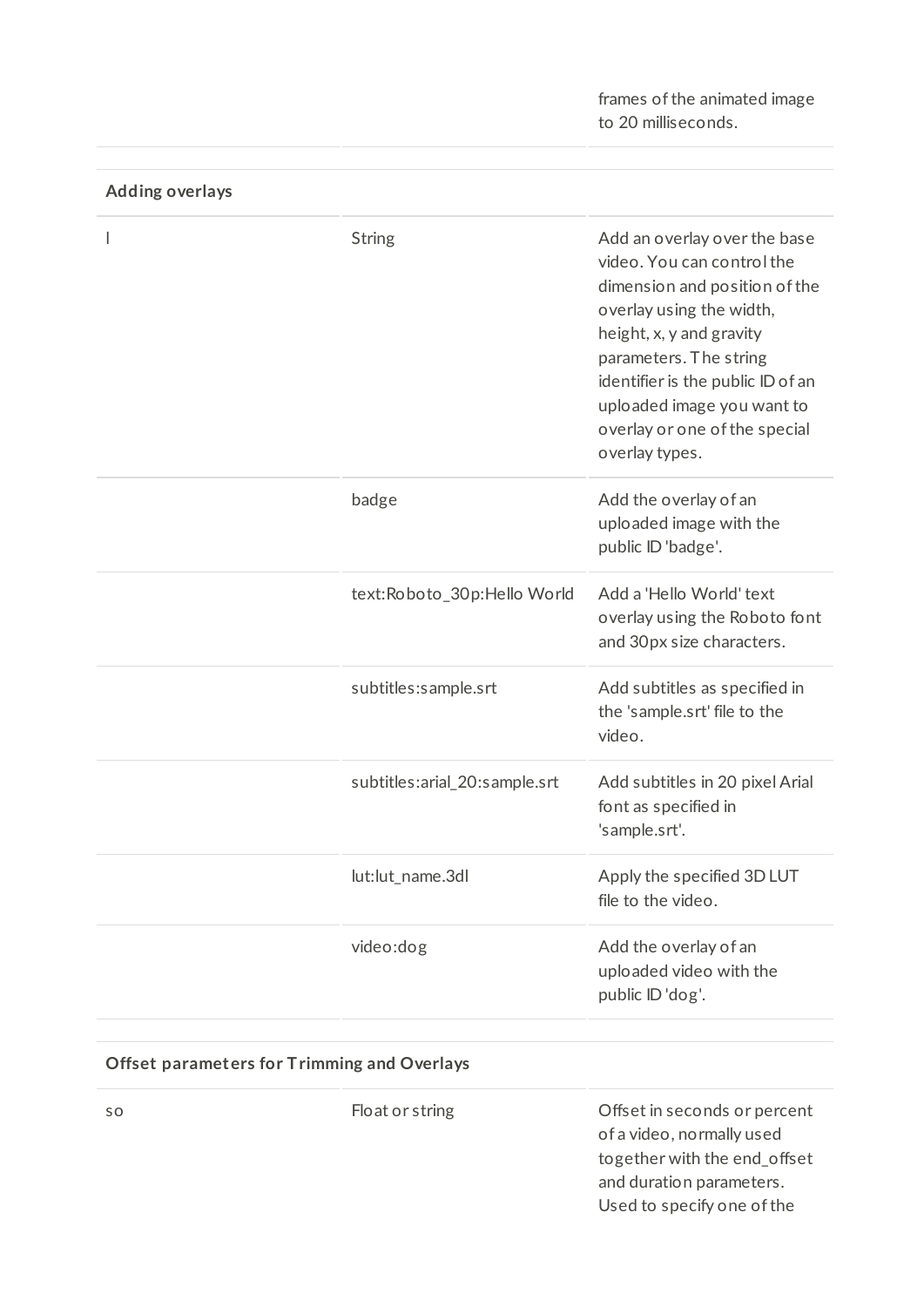| | | |
|---|---|---|
| | | frames of the animated image to 20 milliseconds. |
| **Adding overlays** | | |
| l | String | Add an overlay over the base video. You can control the dimension and position of the overlay using the width, height, x, y and gravity parameters. The string identifier is the public ID of an uploaded image you want to overlay or one of the special overlay types. |
| | badge | Add the overlay of an uploaded image with the public ID 'badge'. |
| | text:Roboto_30p:Hello World | Add a 'Hello World' text overlay using the Roboto font and 30px size characters. |
| | subtitles:sample.srt | Add subtitles as specified in the 'sample.srt' file to the video. |
| | subtitles:arial_20:sample.srt | Add subtitles in 20 pixel Arial font as specified in 'sample.srt'. |
| | lut:lut_name.3dl | Apply the specified 3D LUT file to the video. |
| | video:dog | Add the overlay of an uploaded video with the public ID 'dog'. |
| **Offset parameters for Trimming and Overlays** | | |
| so | Float or string | Offset in seconds or percent of a video, normally used together with the end_offset and duration parameters. Used to specify one of the |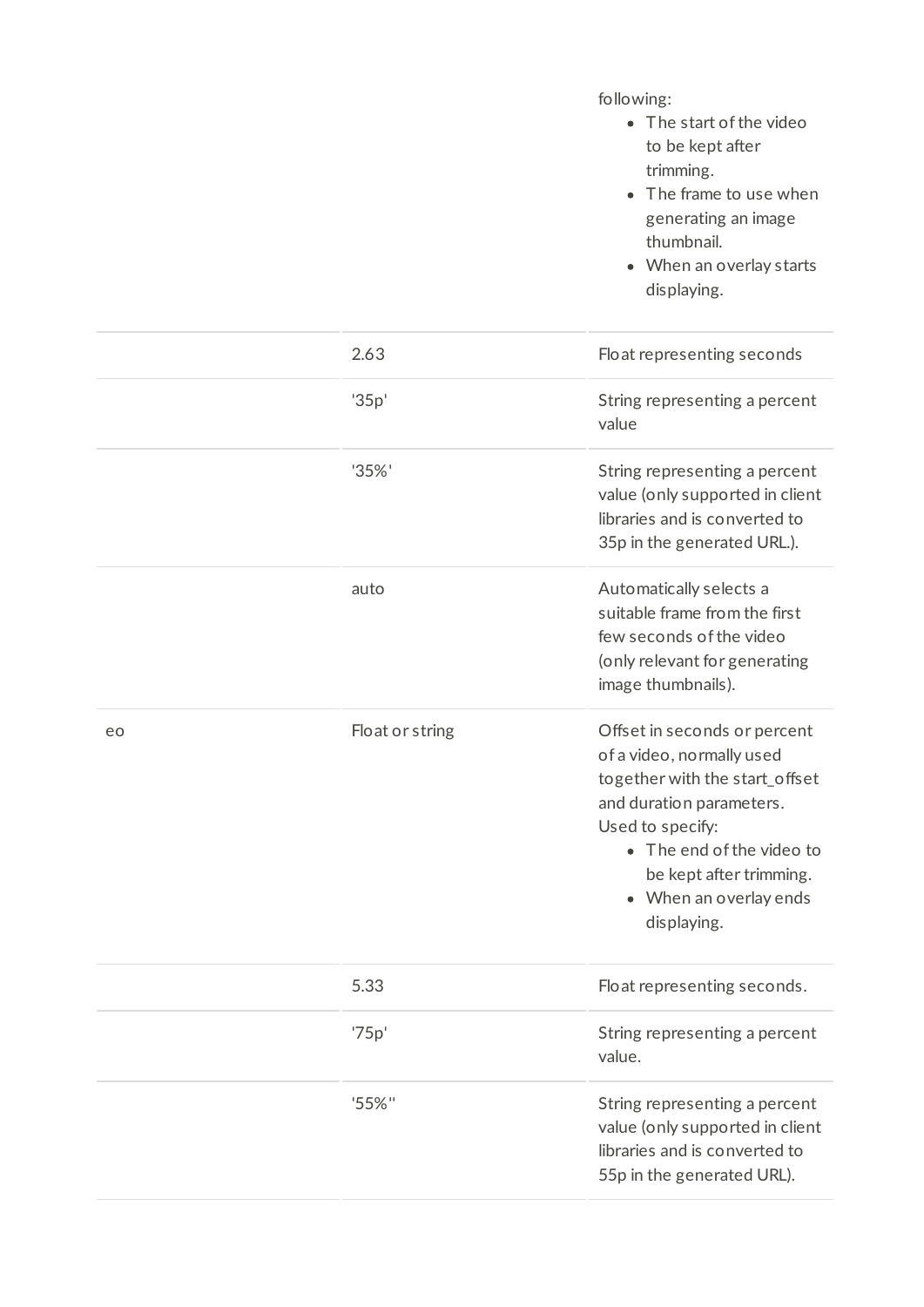| | | |
|---|---|---|
| | | following:<br>• The start of the video to be kept after trimming.<br>• The frame to use when generating an image thumbnail.<br>• When an overlay starts displaying. |
| | 2.63 | Float representing seconds |
| | '35p' | String representing a percent value |
| | '35%' | String representing a percent value (only supported in client libraries and is converted to 35p in the generated URL.). |
| | auto | Automatically selects a suitable frame from the first few seconds of the video (only relevant for generating image thumbnails). |
| eo | Float or string | Offset in seconds or percent of a video, normally used together with the start_offset and duration parameters. Used to specify:<br>• The end of the video to be kept after trimming.<br>• When an overlay ends displaying. |
| | 5.33 | Float representing seconds. |
| | '75p' | String representing a percent value. |
| | '55%'' | String representing a percent value (only supported in client libraries and is converted to 55p in the generated URL). |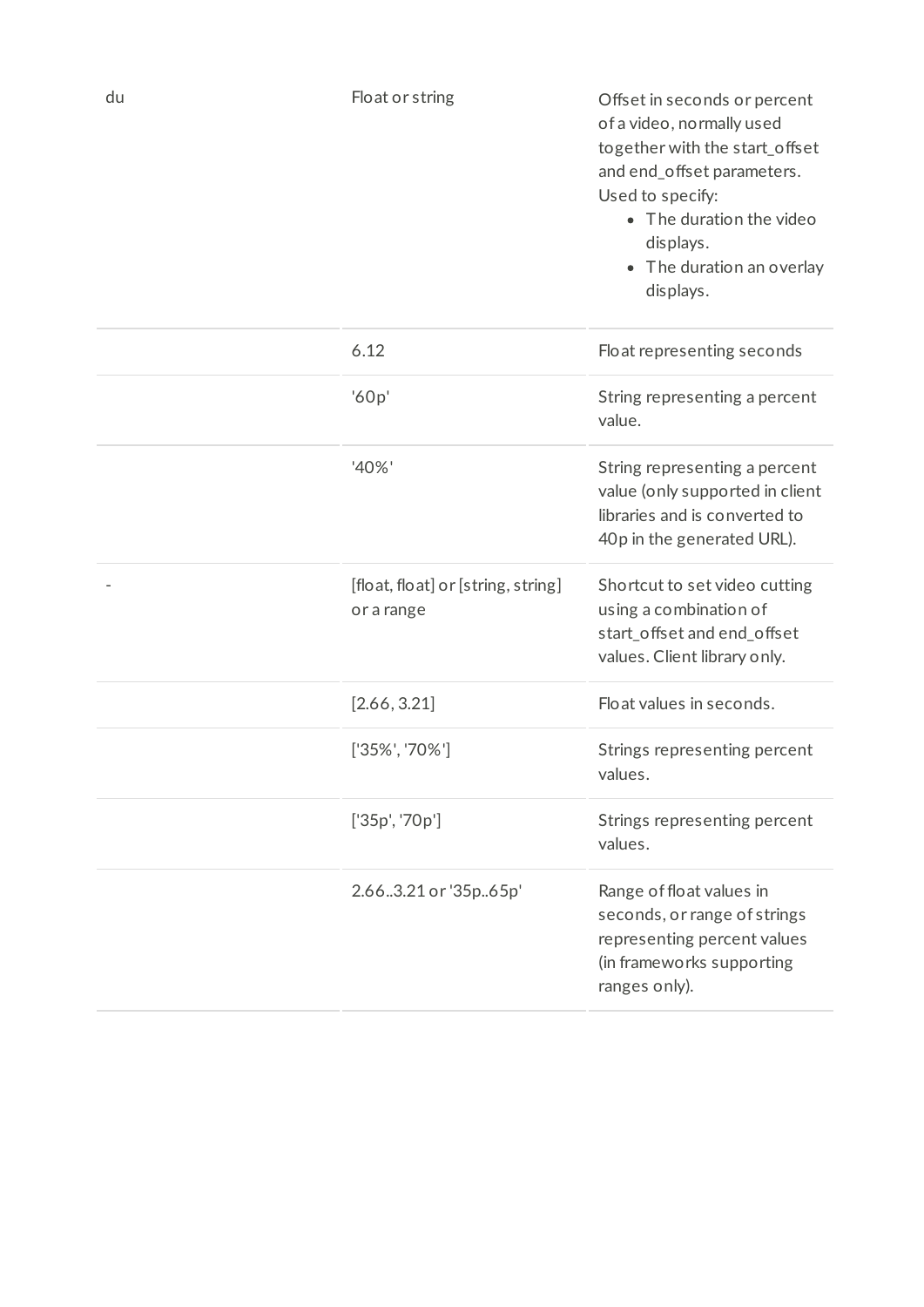| | | |
|---|---|---|
| du | Float or string | Offset in seconds or percent of a video, normally used together with the start_offset and end_offset parameters. Used to specify:<br>• The duration the video displays.<br>• The duration an overlay displays. |
| | 6.12 | Float representing seconds |
| | '60p' | String representing a percent value. |
| | '40%' | String representing a percent value (only supported in client libraries and is converted to 40p in the generated URL). |
| - | [float, float] or [string, string] or a range | Shortcut to set video cutting using a combination of start_offset and end_offset values. Client library only. |
| | [2.66, 3.21] | Float values in seconds. |
| | ['35%', '70%'] | Strings representing percent values. |
| | ['35p', '70p'] | Strings representing percent values. |
| | 2.66..3.21 or '35p..65p' | Range of float values in seconds, or range of strings representing percent values (in frameworks supporting ranges only). |